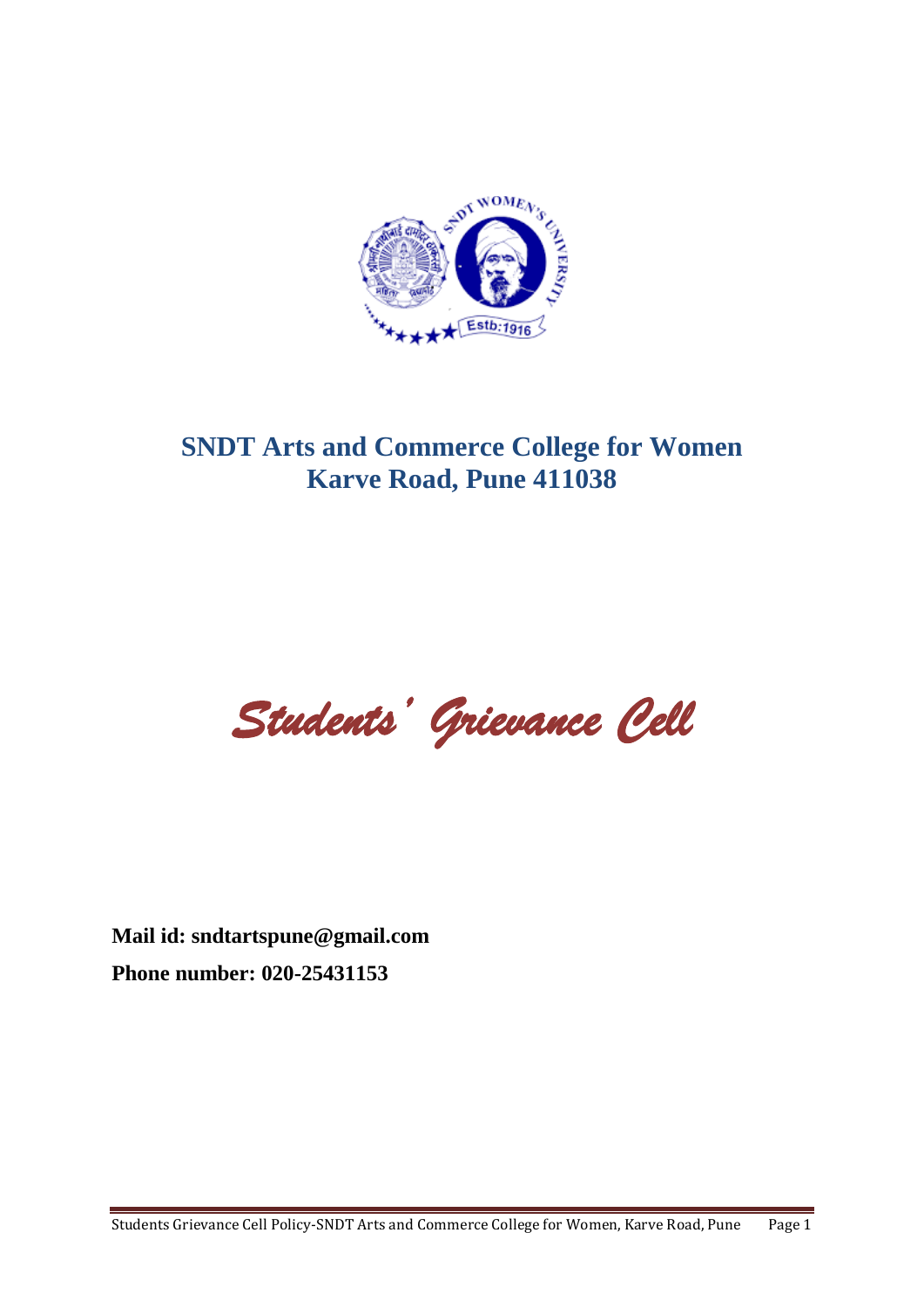# SNDT Arts and Commerce College for Women
# Karve Road, Pune 411038

## *Students' Grievance Cell*

**Mail id: sndtartspune@gmail.com**

**Phone number: 020-25431153**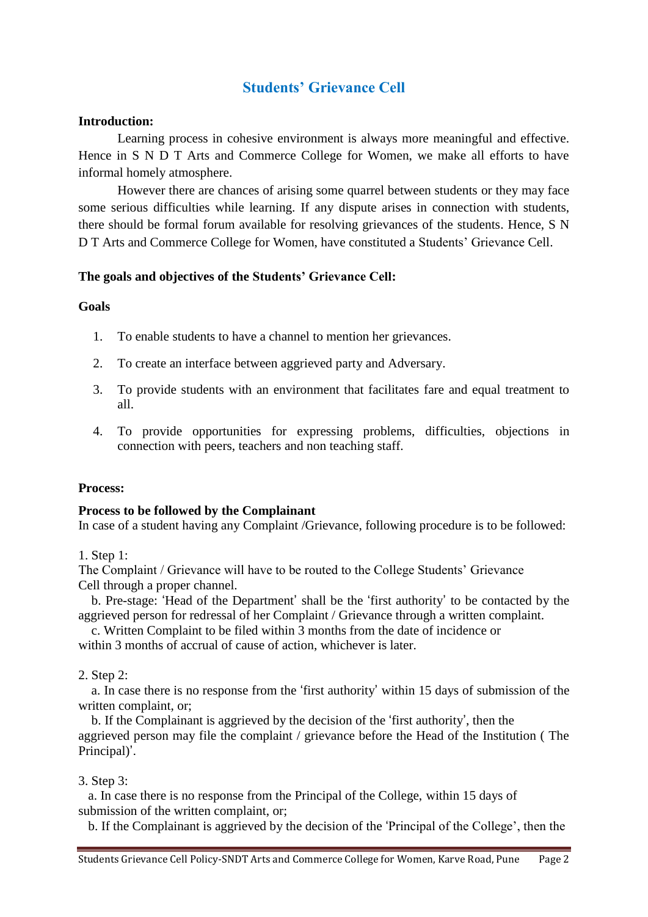# Students' Grievance Cell

**Introduction:**

Learning process in cohesive environment is always more meaningful and effective. Hence in S N D T Arts and Commerce College for Women, we make all efforts to have informal homely atmosphere.

However there are chances of arising some quarrel between students or they may face some serious difficulties while learning. If any dispute arises in connection with students, there should be formal forum available for resolving grievances of the students. Hence, S N D T Arts and Commerce College for Women, have constituted a Students' Grievance Cell.

**The goals and objectives of the Students' Grievance Cell:**

**Goals**

1. To enable students to have a channel to mention her grievances.
2. To create an interface between aggrieved party and Adversary.
3. To provide students with an environment that facilitates fare and equal treatment to all.
4. To provide opportunities for expressing problems, difficulties, objections in connection with peers, teachers and non teaching staff.

**Process:**

**Process to be followed by the Complainant**

In case of a student having any Complaint /Grievance, following procedure is to be followed:

1. Step 1:

The Complaint / Grievance will have to be routed to the College Students' Grievance Cell through a proper channel.

b. Pre-stage: 'Head of the Department' shall be the 'first authority' to be contacted by the aggrieved person for redressal of her Complaint / Grievance through a written complaint.

c. Written Complaint to be filed within 3 months from the date of incidence or within 3 months of accrual of cause of action, whichever is later.

2. Step 2:

a. In case there is no response from the 'first authority' within 15 days of submission of the written complaint, or;

b. If the Complainant is aggrieved by the decision of the 'first authority', then the aggrieved person may file the complaint / grievance before the Head of the Institution ( The Principal)'.

3. Step 3:

a. In case there is no response from the Principal of the College, within 15 days of submission of the written complaint, or;

b. If the Complainant is aggrieved by the decision of the 'Principal of the College', then the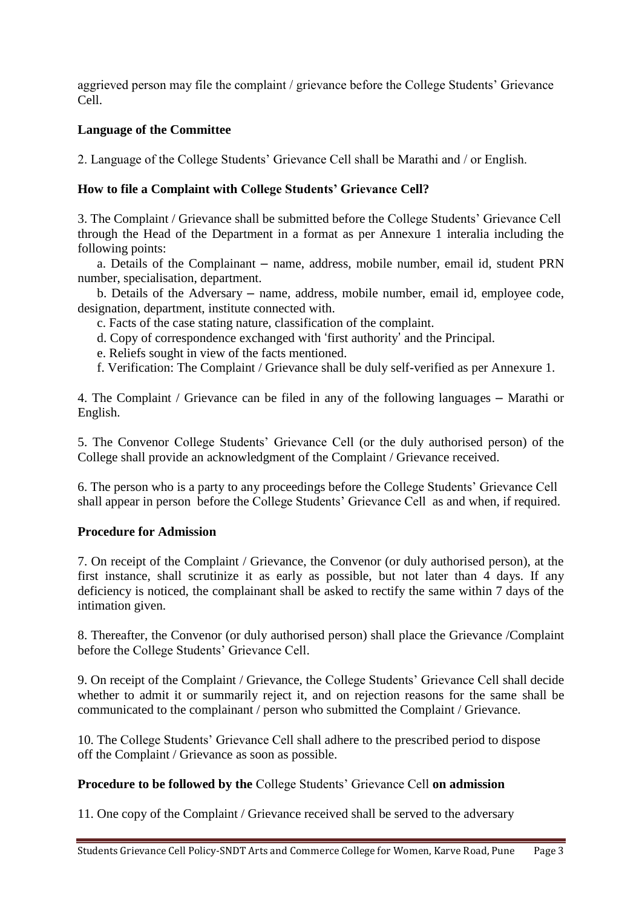aggrieved person may file the complaint / grievance before the College Students' Grievance Cell.

**Language of the Committee**

2. Language of the College Students' Grievance Cell shall be Marathi and / or English.

**How to file a Complaint with College Students' Grievance Cell?**

3. The Complaint / Grievance shall be submitted before the College Students' Grievance Cell through the Head of the Department in a format as per Annexure 1 interalia including the following points:

   a. Details of the Complainant – name, address, mobile number, email id, student PRN number, specialisation, department.

   b. Details of the Adversary – name, address, mobile number, email id, employee code, designation, department, institute connected with.

   c. Facts of the case stating nature, classification of the complaint.

   d. Copy of correspondence exchanged with 'first authority' and the Principal.

   e. Reliefs sought in view of the facts mentioned.

   f. Verification: The Complaint / Grievance shall be duly self-verified as per Annexure 1.

4. The Complaint / Grievance can be filed in any of the following languages – Marathi or English.

5. The Convenor College Students' Grievance Cell (or the duly authorised person) of the College shall provide an acknowledgment of the Complaint / Grievance received.

6. The person who is a party to any proceedings before the College Students' Grievance Cell shall appear in person before the College Students' Grievance Cell as and when, if required.

**Procedure for Admission**

7. On receipt of the Complaint / Grievance, the Convenor (or duly authorised person), at the first instance, shall scrutinize it as early as possible, but not later than 4 days. If any deficiency is noticed, the complainant shall be asked to rectify the same within 7 days of the intimation given.

8. Thereafter, the Convenor (or duly authorised person) shall place the Grievance /Complaint before the College Students' Grievance Cell.

9. On receipt of the Complaint / Grievance, the College Students' Grievance Cell shall decide whether to admit it or summarily reject it, and on rejection reasons for the same shall be communicated to the complainant / person who submitted the Complaint / Grievance.

10. The College Students' Grievance Cell shall adhere to the prescribed period to dispose off the Complaint / Grievance as soon as possible.

**Procedure to be followed by the** College Students' Grievance Cell **on admission**

11. One copy of the Complaint / Grievance received shall be served to the adversary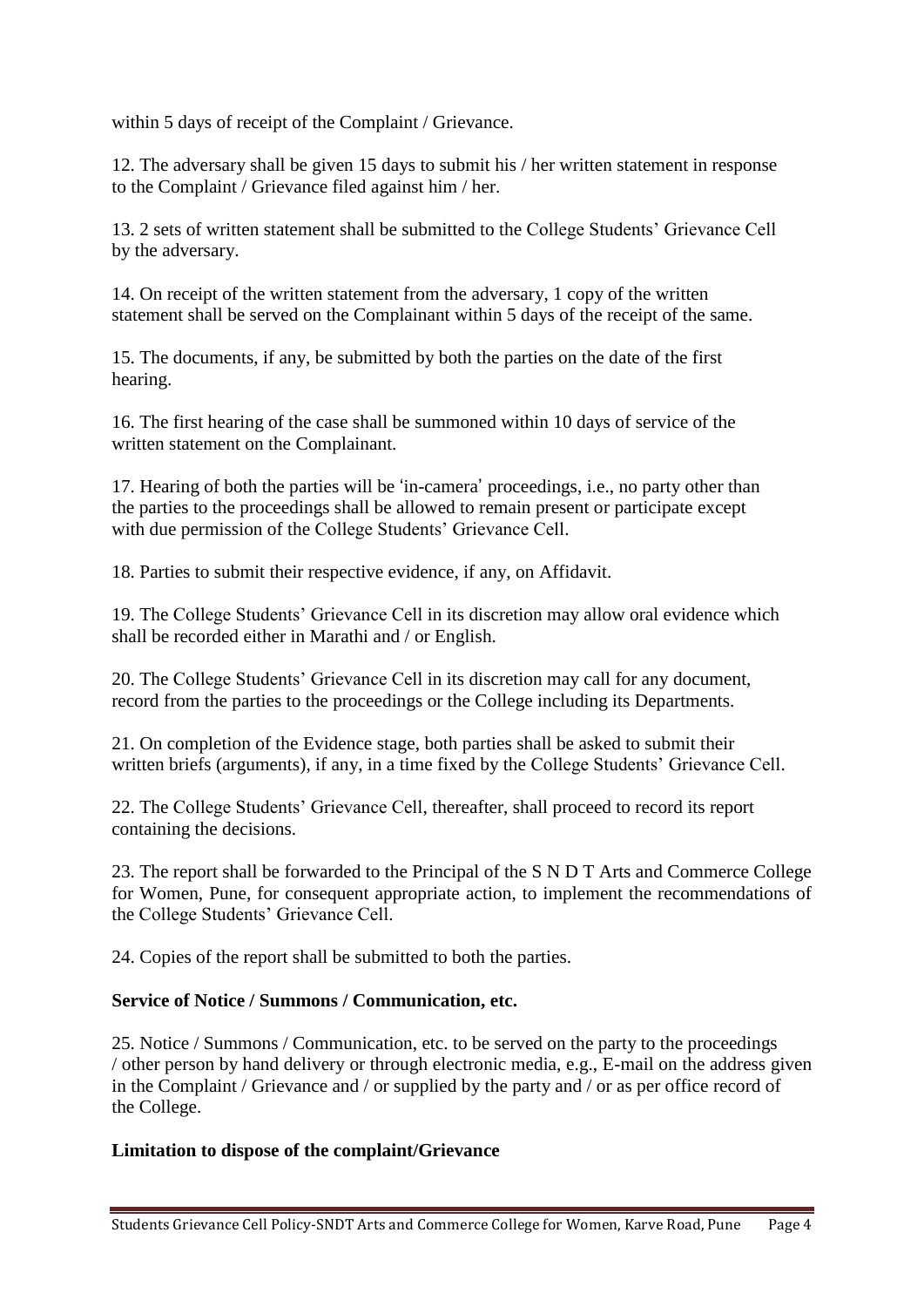within 5 days of receipt of the Complaint / Grievance.

12. The adversary shall be given 15 days to submit his / her written statement in response to the Complaint / Grievance filed against him / her.

13. 2 sets of written statement shall be submitted to the College Students' Grievance Cell by the adversary.

14. On receipt of the written statement from the adversary, 1 copy of the written statement shall be served on the Complainant within 5 days of the receipt of the same.

15. The documents, if any, be submitted by both the parties on the date of the first hearing.

16. The first hearing of the case shall be summoned within 10 days of service of the written statement on the Complainant.

17. Hearing of both the parties will be 'in-camera' proceedings, i.e., no party other than the parties to the proceedings shall be allowed to remain present or participate except with due permission of the College Students' Grievance Cell.

18. Parties to submit their respective evidence, if any, on Affidavit.

19. The College Students' Grievance Cell in its discretion may allow oral evidence which shall be recorded either in Marathi and / or English.

20. The College Students' Grievance Cell in its discretion may call for any document, record from the parties to the proceedings or the College including its Departments.

21. On completion of the Evidence stage, both parties shall be asked to submit their written briefs (arguments), if any, in a time fixed by the College Students' Grievance Cell.

22. The College Students' Grievance Cell, thereafter, shall proceed to record its report containing the decisions.

23. The report shall be forwarded to the Principal of the S N D T Arts and Commerce College for Women, Pune, for consequent appropriate action, to implement the recommendations of the College Students' Grievance Cell.

24. Copies of the report shall be submitted to both the parties.

**Service of Notice / Summons / Communication, etc.**

25. Notice / Summons / Communication, etc. to be served on the party to the proceedings / other person by hand delivery or through electronic media, e.g., E-mail on the address given in the Complaint / Grievance and / or supplied by the party and / or as per office record of the College.

**Limitation to dispose of the complaint/Grievance**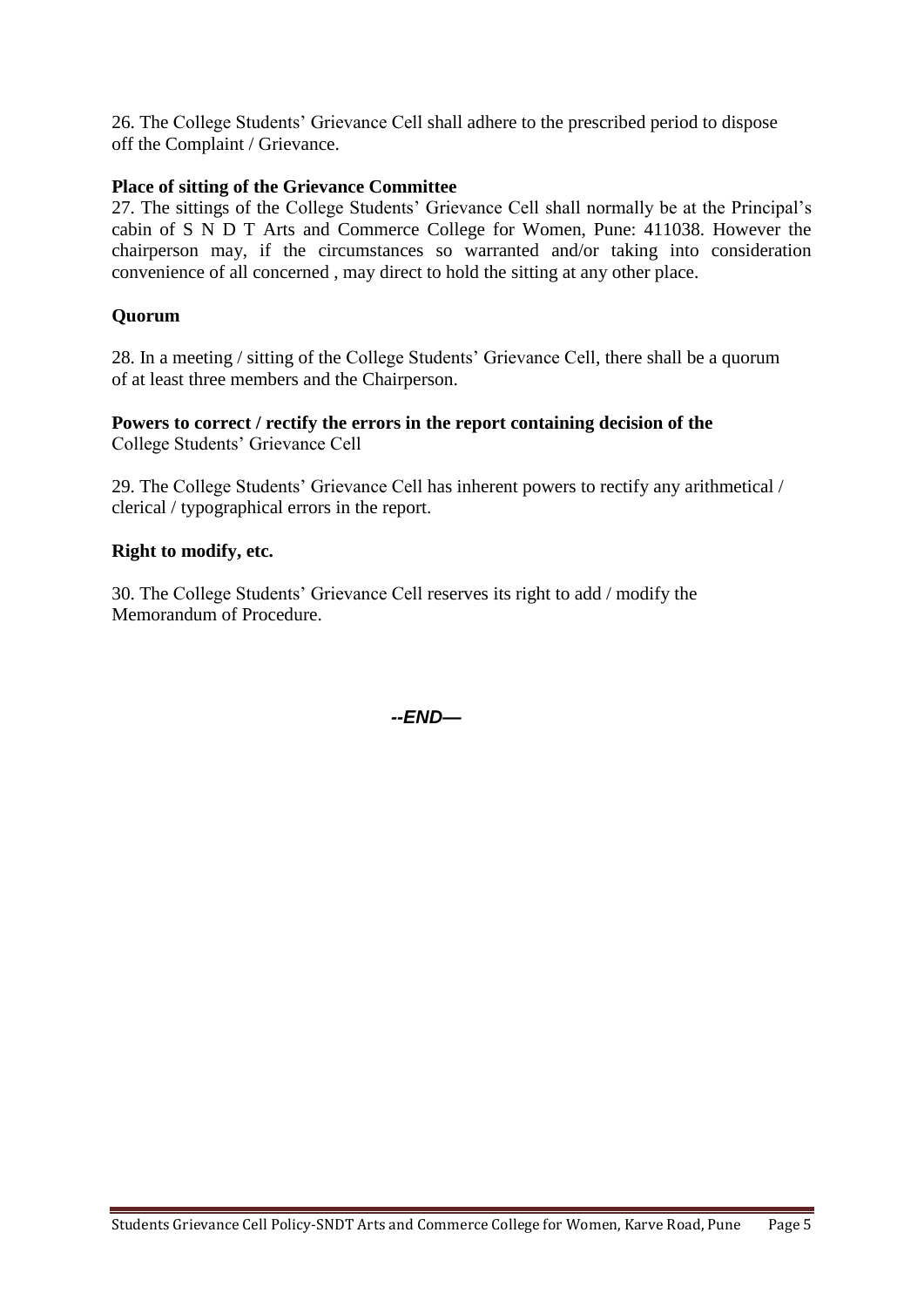26. The College Students' Grievance Cell shall adhere to the prescribed period to dispose off the Complaint / Grievance.

**Place of sitting of the Grievance Committee**

27. The sittings of the College Students' Grievance Cell shall normally be at the Principal's cabin of S N D T Arts and Commerce College for Women, Pune: 411038. However the chairperson may, if the circumstances so warranted and/or taking into consideration convenience of all concerned , may direct to hold the sitting at any other place.

**Quorum**

28. In a meeting / sitting of the College Students' Grievance Cell, there shall be a quorum of at least three members and the Chairperson.

**Powers to correct / rectify the errors in the report containing decision of the** College Students' Grievance Cell

29. The College Students' Grievance Cell has inherent powers to rectify any arithmetical / clerical / typographical errors in the report.

**Right to modify, etc.**

30. The College Students' Grievance Cell reserves its right to add / modify the Memorandum of Procedure.

***--END—***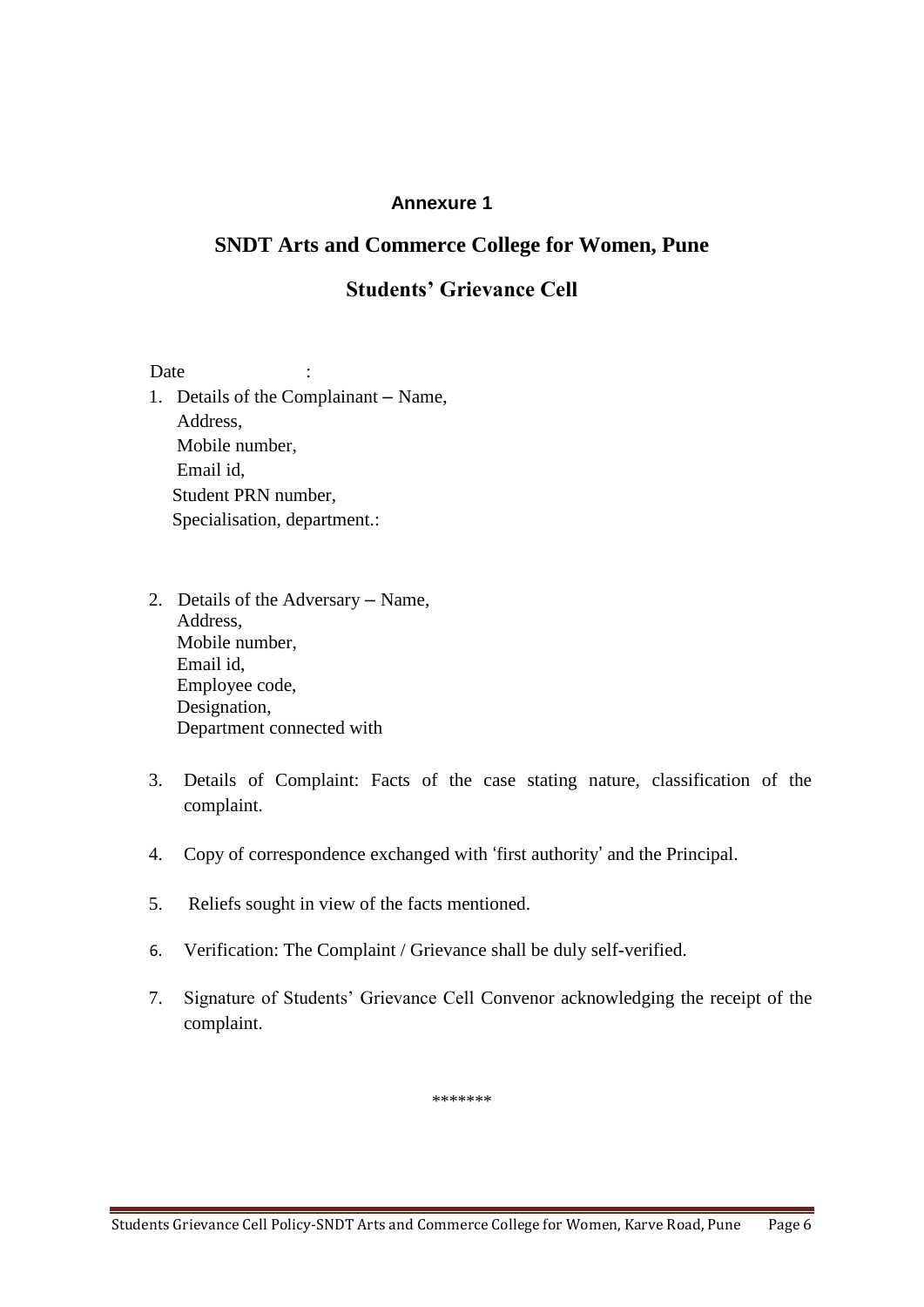**Annexure 1**

## SNDT Arts and Commerce College for Women, Pune

## Students' Grievance Cell

Date :

1. Details of the Complainant – Name,
   Address,
   Mobile number,
   Email id,
   Student PRN number,
   Specialisation, department.:

2. Details of the Adversary – Name,
   Address,
   Mobile number,
   Email id,
   Employee code,
   Designation,
   Department connected with

3. Details of Complaint: Facts of the case stating nature, classification of the complaint.

4. Copy of correspondence exchanged with 'first authority' and the Principal.

5. Reliefs sought in view of the facts mentioned.

6. Verification: The Complaint / Grievance shall be duly self-verified.

7. Signature of Students' Grievance Cell Convenor acknowledging the receipt of the complaint.

*******